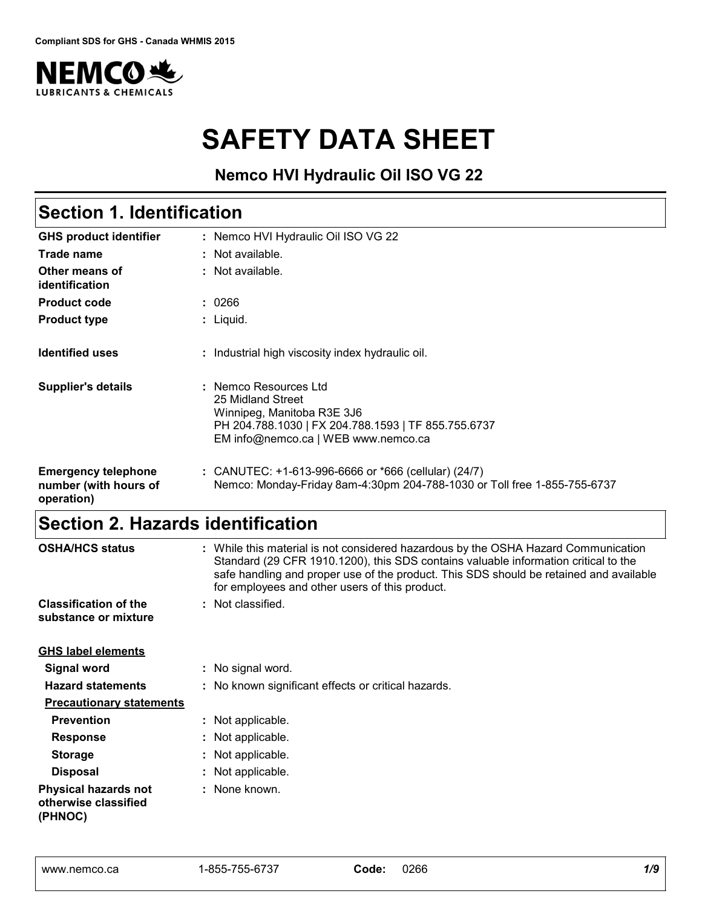Compliant SDS for GHS - Canada WHMIS 2015

NEMCO LUBRICANTS & CHEMICALS

# SAFETY DATA SHEET

**Nemco HVI Hydraulic Oil ISO VG 22**

## Section 1. Identification

| | |
|---|---|
| **GHS product identifier** | : Nemco HVI Hydraulic Oil ISO VG 22 |
| **Trade name** | : Not available. |
| **Other means of identification** | : Not available. |
| **Product code** | : 0266 |
| **Product type** | : Liquid. |
| **Identified uses** | : Industrial high viscosity index hydraulic oil. |
| **Supplier's details** | : Nemco Resources Ltd<br>25 Midland Street<br>Winnipeg, Manitoba R3E 3J6<br>PH 204.788.1030 \| FX 204.788.1593 \| TF 855.755.6737<br>EM info@nemco.ca \| WEB www.nemco.ca |
| **Emergency telephone number (with hours of operation)** | : CANUTEC: +1-613-996-6666 or *666 (cellular) (24/7)<br>Nemco: Monday-Friday 8am-4:30pm 204-788-1030 or Toll free 1-855-755-6737 |

## Section 2. Hazards identification

| | |
|---|---|
| **OSHA/HCS status** | : While this material is not considered hazardous by the OSHA Hazard Communication Standard (29 CFR 1910.1200), this SDS contains valuable information critical to the safe handling and proper use of the product. This SDS should be retained and available for employees and other users of this product. |
| **Classification of the substance or mixture** | : Not classified. |

**GHS label elements**

| | |
|---|---|
| **Signal word** | : No signal word. |
| **Hazard statements** | : No known significant effects or critical hazards. |

**Precautionary statements**

| | |
|---|---|
| **Prevention** | : Not applicable. |
| **Response** | : Not applicable. |
| **Storage** | : Not applicable. |
| **Disposal** | : Not applicable. |
| **Physical hazards not otherwise classified (PHNOC)** | : None known. |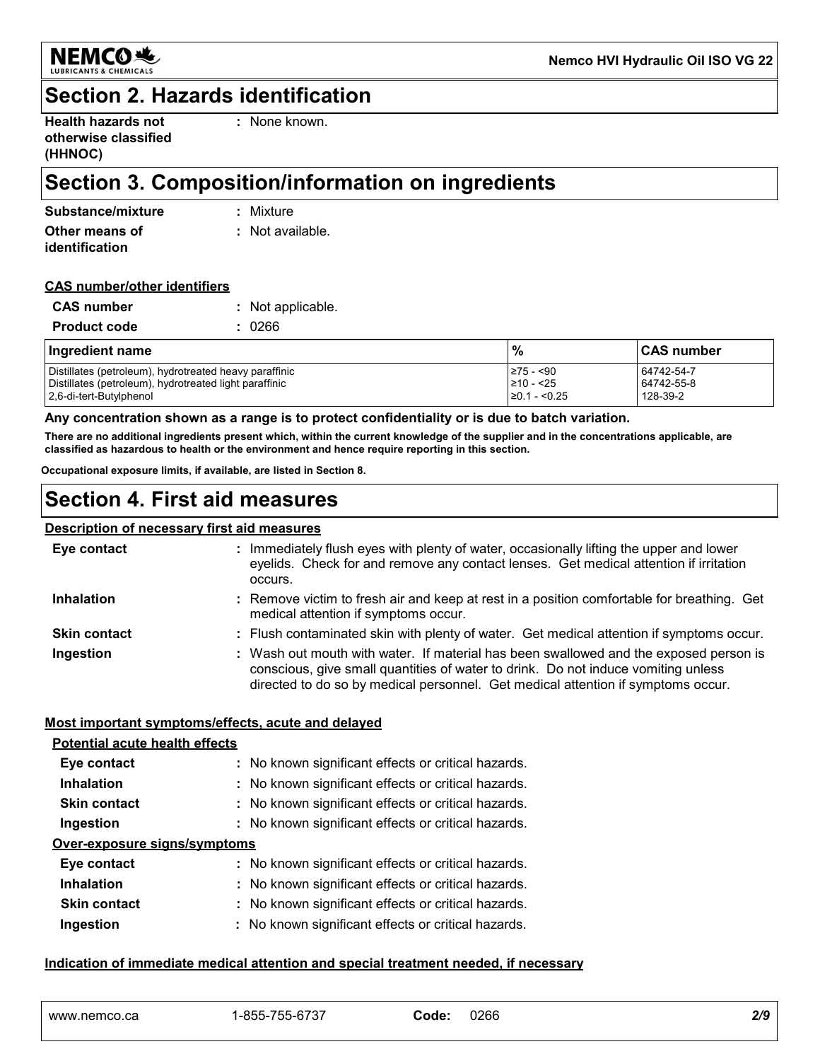## Section 2. Hazards identification

**Health hazards not otherwise classified (HHNOC)** : None known.

## Section 3. Composition/information on ingredients

**Substance/mixture** : Mixture

**Other means of identification** : Not available.

**CAS number/other identifiers**

**CAS number** : Not applicable.

**Product code** : 0266

| Ingredient name | % | CAS number |
|---|---|---|
| Distillates (petroleum), hydrotreated heavy paraffinic | ≥75 - <90 | 64742-54-7 |
| Distillates (petroleum), hydrotreated light paraffinic | ≥10 - <25 | 64742-55-8 |
| 2,6-di-tert-Butylphenol | ≥0.1 - <0.25 | 128-39-2 |

**Any concentration shown as a range is to protect confidentiality or is due to batch variation.**

**There are no additional ingredients present which, within the current knowledge of the supplier and in the concentrations applicable, are classified as hazardous to health or the environment and hence require reporting in this section.**

**Occupational exposure limits, if available, are listed in Section 8.**

## Section 4. First aid measures

**Description of necessary first aid measures**

**Eye contact** : Immediately flush eyes with plenty of water, occasionally lifting the upper and lower eyelids. Check for and remove any contact lenses. Get medical attention if irritation occurs.

**Inhalation** : Remove victim to fresh air and keep at rest in a position comfortable for breathing. Get medical attention if symptoms occur.

**Skin contact** : Flush contaminated skin with plenty of water. Get medical attention if symptoms occur.

**Ingestion** : Wash out mouth with water. If material has been swallowed and the exposed person is conscious, give small quantities of water to drink. Do not induce vomiting unless directed to do so by medical personnel. Get medical attention if symptoms occur.

**Most important symptoms/effects, acute and delayed**

**Potential acute health effects**

**Eye contact** : No known significant effects or critical hazards.

**Inhalation** : No known significant effects or critical hazards.

**Skin contact** : No known significant effects or critical hazards.

**Ingestion** : No known significant effects or critical hazards.

**Over-exposure signs/symptoms**

**Eye contact** : No known significant effects or critical hazards.

**Inhalation** : No known significant effects or critical hazards.

**Skin contact** : No known significant effects or critical hazards.

**Ingestion** : No known significant effects or critical hazards.

**Indication of immediate medical attention and special treatment needed, if necessary**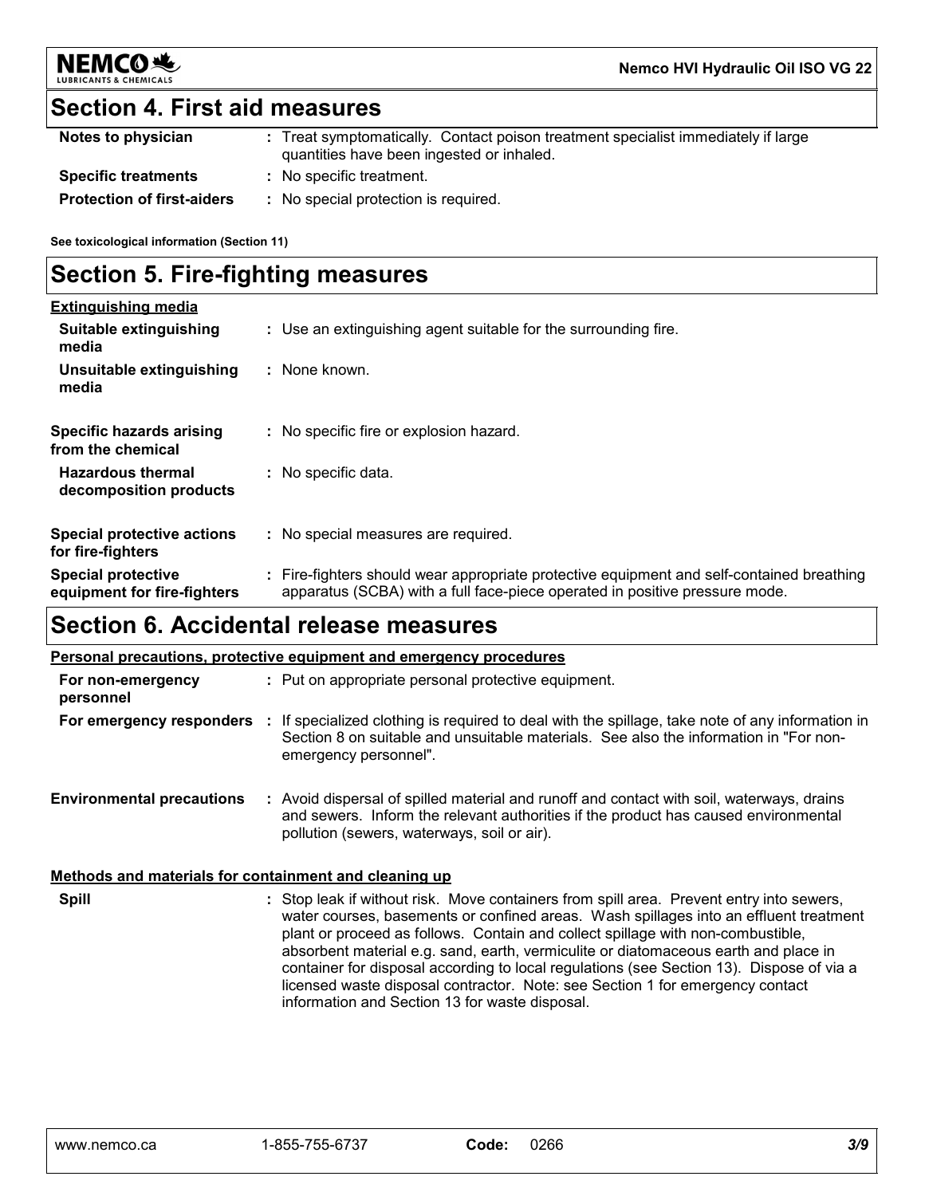## Section 4. First aid measures

| | |
|---|---|
| **Notes to physician** | : Treat symptomatically. Contact poison treatment specialist immediately if large quantities have been ingested or inhaled. |
| **Specific treatments** | : No specific treatment. |
| **Protection of first-aiders** | : No special protection is required. |

**See toxicological information (Section 11)**

## Section 5. Fire-fighting measures

**Extinguishing media**

| | |
|---|---|
| **Suitable extinguishing media** | : Use an extinguishing agent suitable for the surrounding fire. |
| **Unsuitable extinguishing media** | : None known. |
| **Specific hazards arising from the chemical** | : No specific fire or explosion hazard. |
| **Hazardous thermal decomposition products** | : No specific data. |
| **Special protective actions for fire-fighters** | : No special measures are required. |
| **Special protective equipment for fire-fighters** | : Fire-fighters should wear appropriate protective equipment and self-contained breathing apparatus (SCBA) with a full face-piece operated in positive pressure mode. |

## Section 6. Accidental release measures

**Personal precautions, protective equipment and emergency procedures**

| | |
|---|---|
| **For non-emergency personnel** | : Put on appropriate personal protective equipment. |
| **For emergency responders** | : If specialized clothing is required to deal with the spillage, take note of any information in Section 8 on suitable and unsuitable materials. See also the information in "For non-emergency personnel". |
| **Environmental precautions** | : Avoid dispersal of spilled material and runoff and contact with soil, waterways, drains and sewers. Inform the relevant authorities if the product has caused environmental pollution (sewers, waterways, soil or air). |

**Methods and materials for containment and cleaning up**

| | |
|---|---|
| **Spill** | : Stop leak if without risk. Move containers from spill area. Prevent entry into sewers, water courses, basements or confined areas. Wash spillages into an effluent treatment plant or proceed as follows. Contain and collect spillage with non-combustible, absorbent material e.g. sand, earth, vermiculite or diatomaceous earth and place in container for disposal according to local regulations (see Section 13). Dispose of via a licensed waste disposal contractor. Note: see Section 1 for emergency contact information and Section 13 for waste disposal. |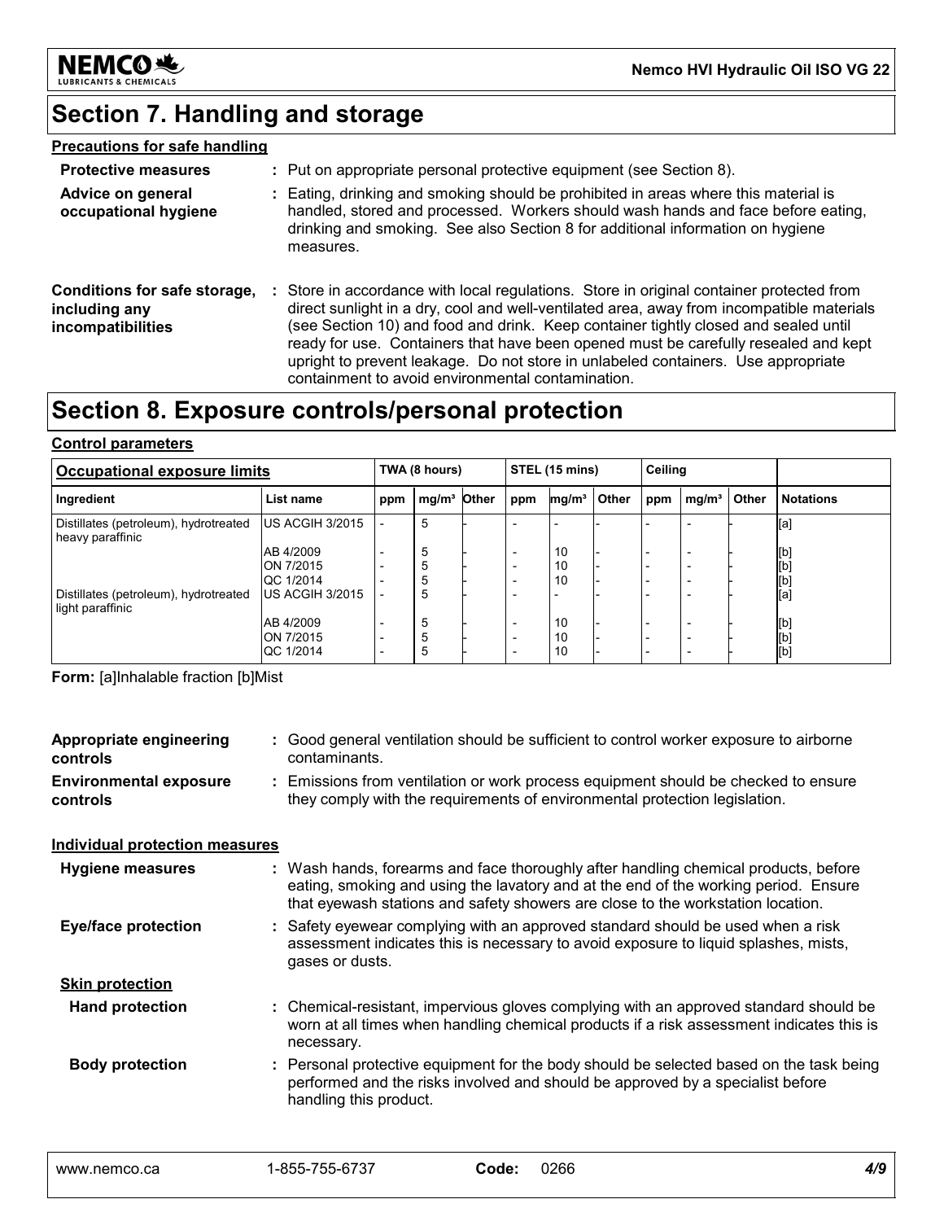# Section 7. Handling and storage

### Precautions for safe handling

**Protective measures** : Put on appropriate personal protective equipment (see Section 8).

**Advice on general occupational hygiene** : Eating, drinking and smoking should be prohibited in areas where this material is handled, stored and processed. Workers should wash hands and face before eating, drinking and smoking. See also Section 8 for additional information on hygiene measures.

**Conditions for safe storage, including any incompatibilities** : Store in accordance with local regulations. Store in original container protected from direct sunlight in a dry, cool and well-ventilated area, away from incompatible materials (see Section 10) and food and drink. Keep container tightly closed and sealed until ready for use. Containers that have been opened must be carefully resealed and kept upright to prevent leakage. Do not store in unlabeled containers. Use appropriate containment to avoid environmental contamination.

# Section 8. Exposure controls/personal protection

### Control parameters

| Occupational exposure limits | | TWA (8 hours) | | | STEL (15 mins) | | | Ceiling | | | |
|---|---|---|---|---|---|---|---|---|---|---|---|
| Ingredient | List name | ppm | mg/m³ | Other | ppm | mg/m³ | Other | ppm | mg/m³ | Other | Notations |
| Distillates (petroleum), hydrotreated heavy paraffinic | US ACGIH 3/2015 | - | 5 | - | - | - | - | - | - | - | [a] |
| | AB 4/2009 | - | 5 | - | - | 10 | - | - | - | - | [b] |
| | ON 7/2015 | - | 5 | - | - | 10 | - | - | - | - | [b] |
| | QC 1/2014 | - | 5 | - | - | 10 | - | - | - | - | [b] |
| Distillates (petroleum), hydrotreated light paraffinic | US ACGIH 3/2015 | - | 5 | - | - | - | - | - | - | - | [a] |
| | AB 4/2009 | - | 5 | - | - | 10 | - | - | - | - | [b] |
| | ON 7/2015 | - | 5 | - | - | 10 | - | - | - | - | [b] |
| | QC 1/2014 | - | 5 | - | - | 10 | - | - | - | - | [b] |

**Form:** [a]Inhalable fraction [b]Mist

**Appropriate engineering controls** : Good general ventilation should be sufficient to control worker exposure to airborne contaminants.

**Environmental exposure controls** : Emissions from ventilation or work process equipment should be checked to ensure they comply with the requirements of environmental protection legislation.

### Individual protection measures

**Hygiene measures** : Wash hands, forearms and face thoroughly after handling chemical products, before eating, smoking and using the lavatory and at the end of the working period. Ensure that eyewash stations and safety showers are close to the workstation location.

**Eye/face protection** : Safety eyewear complying with an approved standard should be used when a risk assessment indicates this is necessary to avoid exposure to liquid splashes, mists, gases or dusts.

**Skin protection**

**Hand protection** : Chemical-resistant, impervious gloves complying with an approved standard should be worn at all times when handling chemical products if a risk assessment indicates this is necessary.

**Body protection** : Personal protective equipment for the body should be selected based on the task being performed and the risks involved and should be approved by a specialist before handling this product.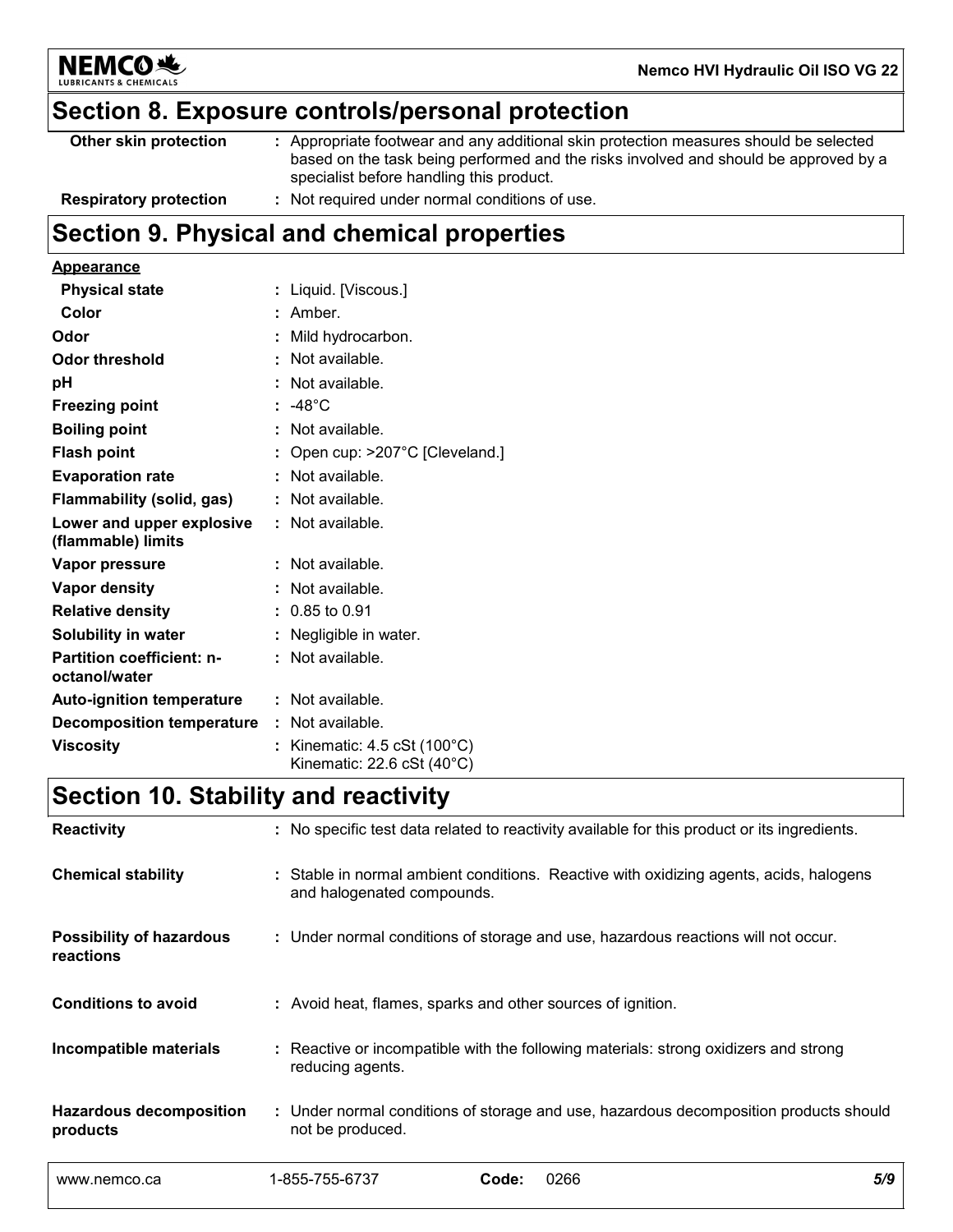## Section 8. Exposure controls/personal protection

| | |
|---|---|
| **Other skin protection** | : Appropriate footwear and any additional skin protection measures should be selected based on the task being performed and the risks involved and should be approved by a specialist before handling this product. |
| **Respiratory protection** | : Not required under normal conditions of use. |

## Section 9. Physical and chemical properties

**Appearance**

| | |
|---|---|
| **Physical state** | : Liquid. [Viscous.] |
| **Color** | : Amber. |
| **Odor** | : Mild hydrocarbon. |
| **Odor threshold** | : Not available. |
| **pH** | : Not available. |
| **Freezing point** | : -48°C |
| **Boiling point** | : Not available. |
| **Flash point** | : Open cup: >207°C [Cleveland.] |
| **Evaporation rate** | : Not available. |
| **Flammability (solid, gas)** | : Not available. |
| **Lower and upper explosive (flammable) limits** | : Not available. |
| **Vapor pressure** | : Not available. |
| **Vapor density** | : Not available. |
| **Relative density** | : 0.85 to 0.91 |
| **Solubility in water** | : Negligible in water. |
| **Partition coefficient: n-octanol/water** | : Not available. |
| **Auto-ignition temperature** | : Not available. |
| **Decomposition temperature** | : Not available. |
| **Viscosity** | : Kinematic: 4.5 cSt (100°C)<br>Kinematic: 22.6 cSt (40°C) |

## Section 10. Stability and reactivity

| | |
|---|---|
| **Reactivity** | : No specific test data related to reactivity available for this product or its ingredients. |
| **Chemical stability** | : Stable in normal ambient conditions. Reactive with oxidizing agents, acids, halogens and halogenated compounds. |
| **Possibility of hazardous reactions** | : Under normal conditions of storage and use, hazardous reactions will not occur. |
| **Conditions to avoid** | : Avoid heat, flames, sparks and other sources of ignition. |
| **Incompatible materials** | : Reactive or incompatible with the following materials: strong oxidizers and strong reducing agents. |
| **Hazardous decomposition products** | : Under normal conditions of storage and use, hazardous decomposition products should not be produced. |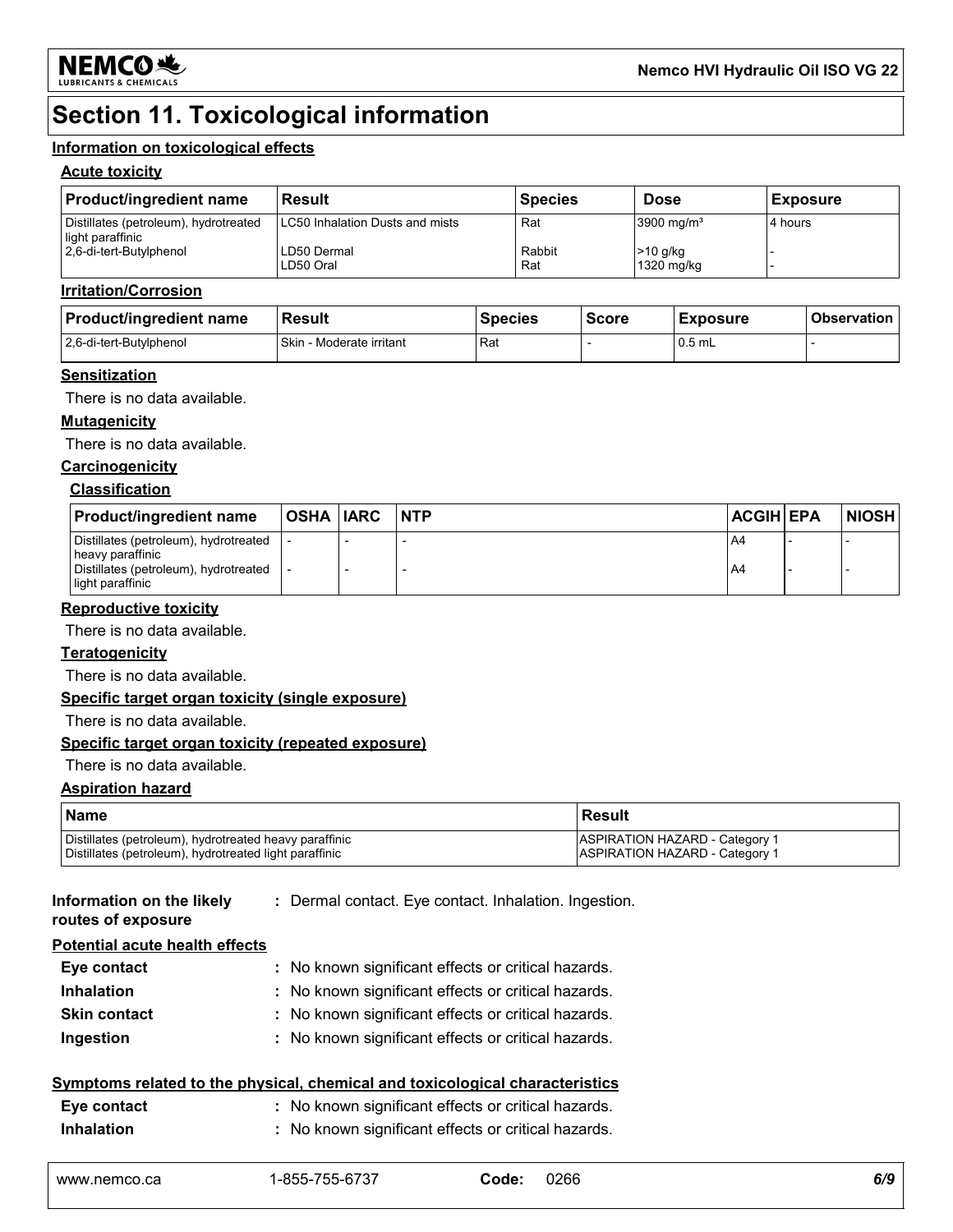# Section 11. Toxicological information

## Information on toxicological effects

### Acute toxicity

| Product/ingredient name | Result | Species | Dose | Exposure |
|---|---|---|---|---|
| Distillates (petroleum), hydrotreated light paraffinic | LC50 Inhalation Dusts and mists | Rat | 3900 mg/m³ | 4 hours |
| 2,6-di-tert-Butylphenol | LD50 Dermal | Rabbit | >10 g/kg | - |
| | LD50 Oral | Rat | 1320 mg/kg | - |

### Irritation/Corrosion

| Product/ingredient name | Result | Species | Score | Exposure | Observation |
|---|---|---|---|---|---|
| 2,6-di-tert-Butylphenol | Skin - Moderate irritant | Rat | - | 0.5 mL | - |

### Sensitization

There is no data available.

### Mutagenicity

There is no data available.

### Carcinogenicity

#### Classification

| Product/ingredient name | OSHA | IARC | NTP | ACGIH | EPA | NIOSH |
|---|---|---|---|---|---|---|
| Distillates (petroleum), hydrotreated heavy paraffinic | - | - | - | A4 | - | - |
| Distillates (petroleum), hydrotreated light paraffinic | - | - | - | A4 | - | - |

### Reproductive toxicity

There is no data available.

### Teratogenicity

There is no data available.

### Specific target organ toxicity (single exposure)

There is no data available.

### Specific target organ toxicity (repeated exposure)

There is no data available.

### Aspiration hazard

| Name | Result |
|---|---|
| Distillates (petroleum), hydrotreated heavy paraffinic | ASPIRATION HAZARD - Category 1 |
| Distillates (petroleum), hydrotreated light paraffinic | ASPIRATION HAZARD - Category 1 |

**Information on the likely routes of exposure** : Dermal contact. Eye contact. Inhalation. Ingestion.

### Potential acute health effects

**Eye contact** : No known significant effects or critical hazards.

**Inhalation** : No known significant effects or critical hazards.

**Skin contact** : No known significant effects or critical hazards.

**Ingestion** : No known significant effects or critical hazards.

### Symptoms related to the physical, chemical and toxicological characteristics

**Eye contact** : No known significant effects or critical hazards.

**Inhalation** : No known significant effects or critical hazards.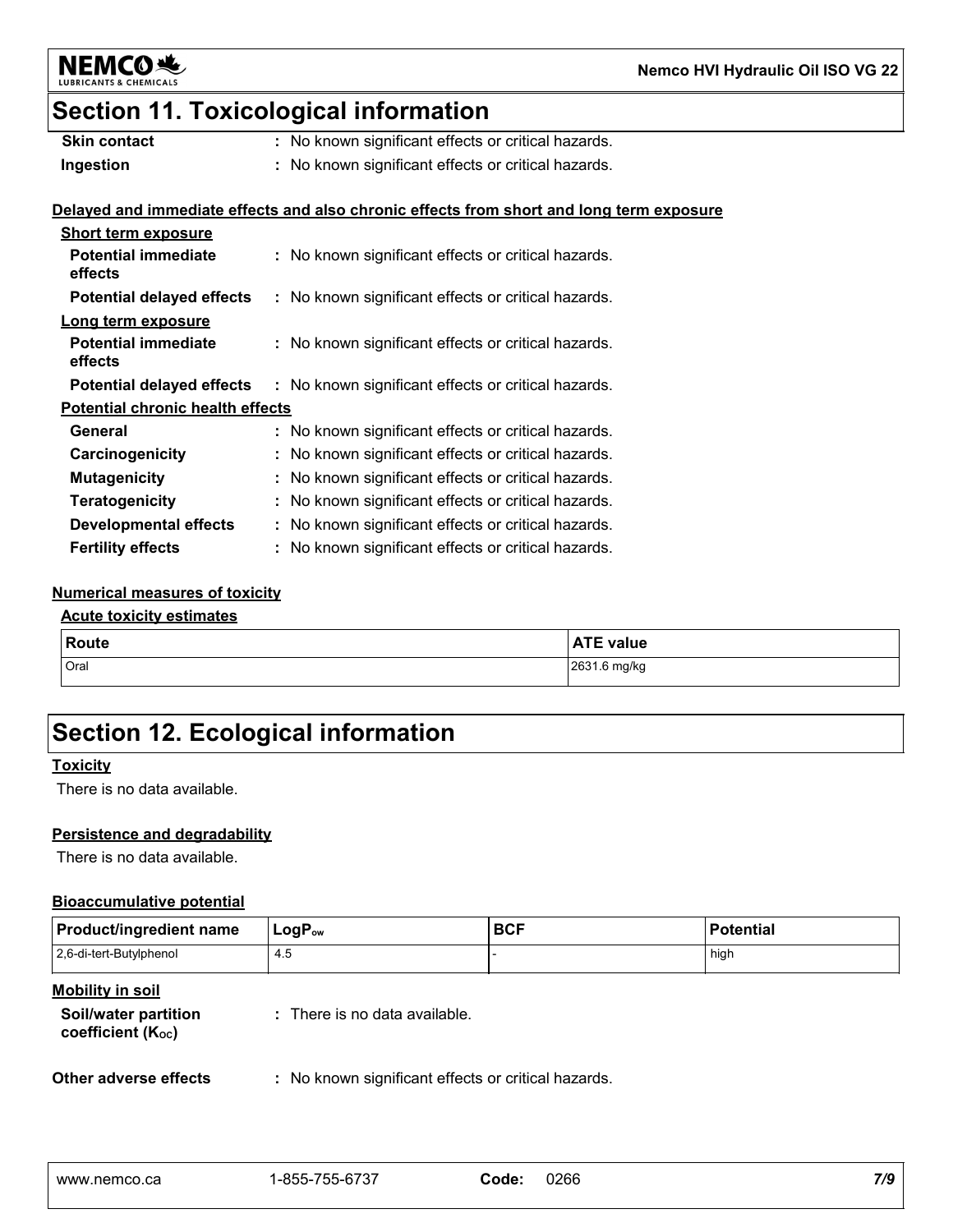## Section 11. Toxicological information

**Skin contact** : No known significant effects or critical hazards.

**Ingestion** : No known significant effects or critical hazards.

**Delayed and immediate effects and also chronic effects from short and long term exposure**

**Short term exposure**

**Potential immediate effects** : No known significant effects or critical hazards.

**Potential delayed effects** : No known significant effects or critical hazards.

**Long term exposure**

**Potential immediate effects** : No known significant effects or critical hazards.

**Potential delayed effects** : No known significant effects or critical hazards.

**Potential chronic health effects**

**General** : No known significant effects or critical hazards.

**Carcinogenicity** : No known significant effects or critical hazards.

**Mutagenicity** : No known significant effects or critical hazards.

**Teratogenicity** : No known significant effects or critical hazards.

**Developmental effects** : No known significant effects or critical hazards.

**Fertility effects** : No known significant effects or critical hazards.

**Numerical measures of toxicity**

**Acute toxicity estimates**

| Route | ATE value |
|---|---|
| Oral | 2631.6 mg/kg |

## Section 12. Ecological information

**Toxicity**

There is no data available.

**Persistence and degradability**

There is no data available.

**Bioaccumulative potential**

| Product/ingredient name | $LogP_{ow}$ | BCF | Potential |
|---|---|---|---|
| 2,6-di-tert-Butylphenol | 4.5 | - | high |

**Mobility in soil**

**Soil/water partition coefficient ($K_{OC}$)** : There is no data available.

**Other adverse effects** : No known significant effects or critical hazards.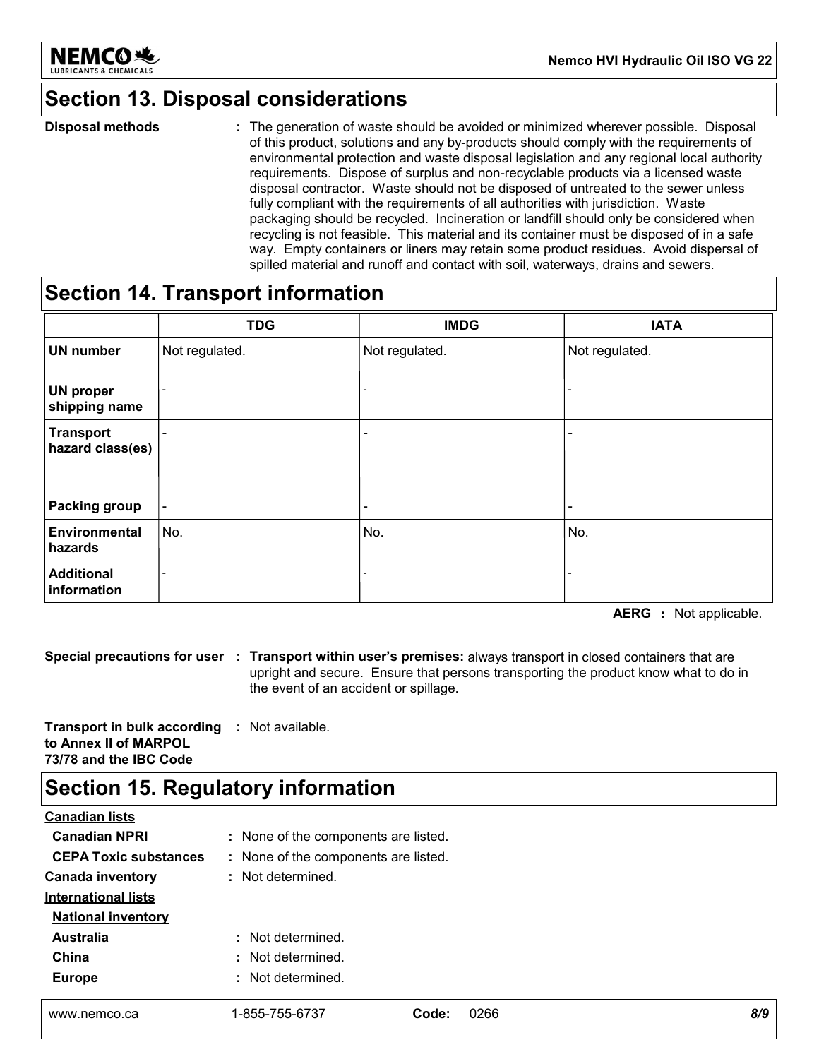## Section 13. Disposal considerations

**Disposal methods** : The generation of waste should be avoided or minimized wherever possible. Disposal of this product, solutions and any by-products should comply with the requirements of environmental protection and waste disposal legislation and any regional local authority requirements. Dispose of surplus and non-recyclable products via a licensed waste disposal contractor. Waste should not be disposed of untreated to the sewer unless fully compliant with the requirements of all authorities with jurisdiction. Waste packaging should be recycled. Incineration or landfill should only be considered when recycling is not feasible. This material and its container must be disposed of in a safe way. Empty containers or liners may retain some product residues. Avoid dispersal of spilled material and runoff and contact with soil, waterways, drains and sewers.

## Section 14. Transport information

| | TDG | IMDG | IATA |
|---|---|---|---|
| **UN number** | Not regulated. | Not regulated. | Not regulated. |
| **UN proper shipping name** | - | - | - |
| **Transport hazard class(es)** | - | - | - |
| **Packing group** | - | - | - |
| **Environmental hazards** | No. | No. | No. |
| **Additional information** | - | - | - |

**AERG** : Not applicable.

**Special precautions for user** : **Transport within user's premises:** always transport in closed containers that are upright and secure. Ensure that persons transporting the product know what to do in the event of an accident or spillage.

**Transport in bulk according to Annex II of MARPOL 73/78 and the IBC Code** : Not available.

## Section 15. Regulatory information

**Canadian lists**

- **Canadian NPRI** : None of the components are listed.
- **CEPA Toxic substances** : None of the components are listed.

**Canada inventory** : Not determined.

**International lists**

**National inventory**

- **Australia** : Not determined.
- **China** : Not determined.
- **Europe** : Not determined.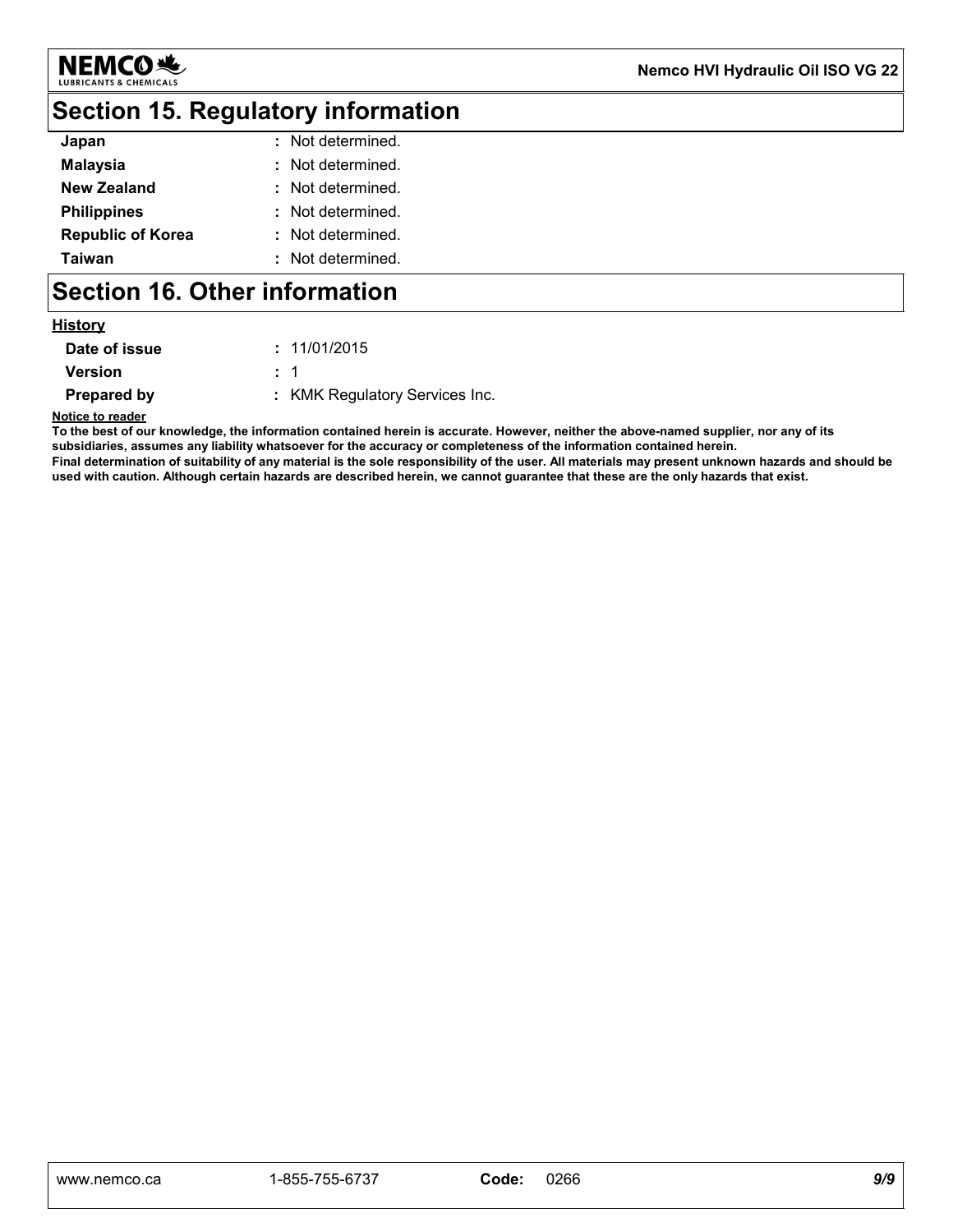## Section 15. Regulatory information

| | |
|---|---|
| **Japan** | : Not determined. |
| **Malaysia** | : Not determined. |
| **New Zealand** | : Not determined. |
| **Philippines** | : Not determined. |
| **Republic of Korea** | : Not determined. |
| **Taiwan** | : Not determined. |

## Section 16. Other information

**History**

| | |
|---|---|
| **Date of issue** | : 11/01/2015 |
| **Version** | : 1 |
| **Prepared by** | : KMK Regulatory Services Inc. |

**Notice to reader**

**To the best of our knowledge, the information contained herein is accurate. However, neither the above-named supplier, nor any of its subsidiaries, assumes any liability whatsoever for the accuracy or completeness of the information contained herein.**
**Final determination of suitability of any material is the sole responsibility of the user. All materials may present unknown hazards and should be used with caution. Although certain hazards are described herein, we cannot guarantee that these are the only hazards that exist.**